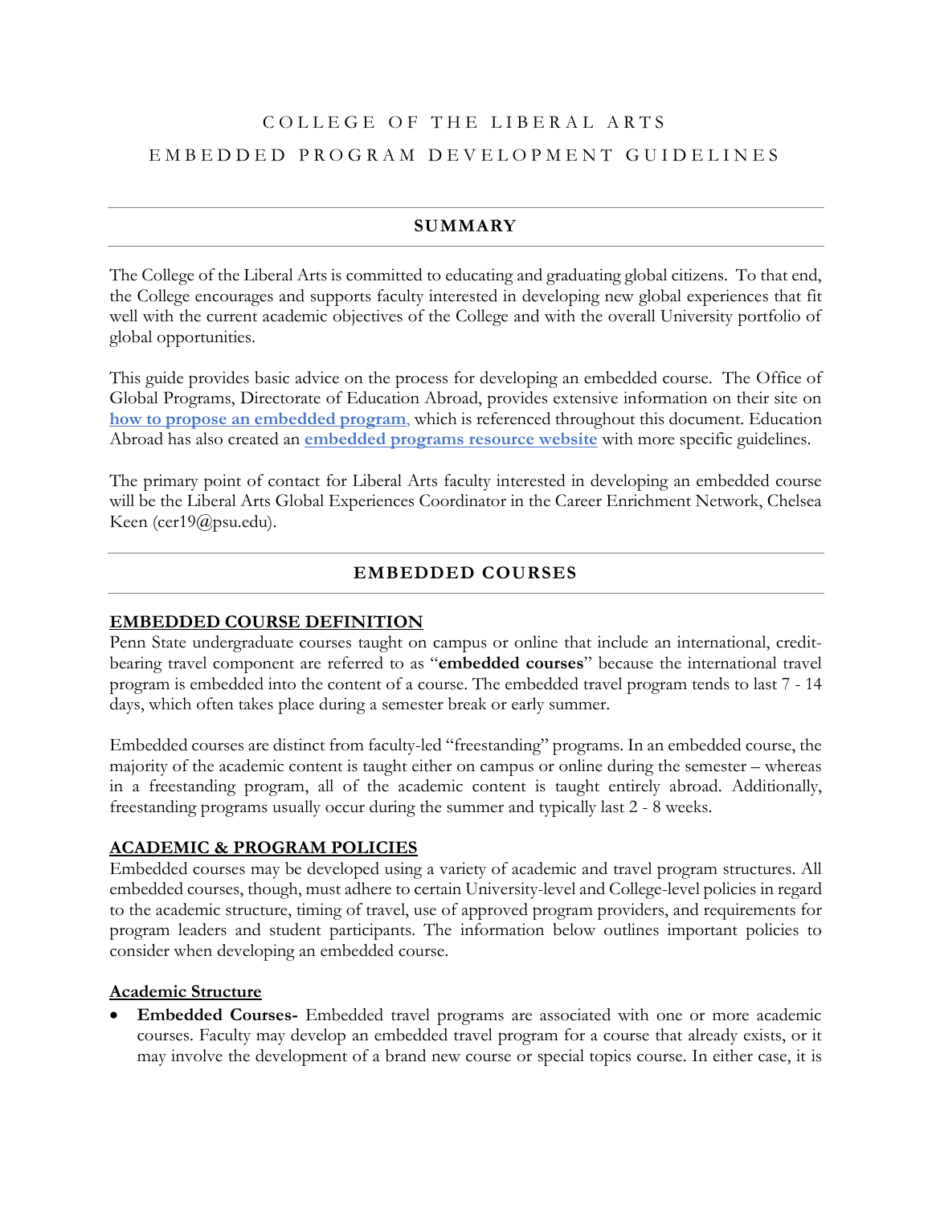# COLLEGE OF THE LIBERAL ARTS

# EMBEDDED PROGRAM DEVELOPMENT GUIDELINES

## SUMMARY

The College of the Liberal Arts is committed to educating and graduating global citizens. To that end, the College encourages and supports faculty interested in developing new global experiences that fit well with the current academic objectives of the College and with the overall University portfolio of global opportunities.

This guide provides basic advice on the process for developing an embedded course. The Office of Global Programs, Directorate of Education Abroad, provides extensive information on their site on **how to propose an embedded program**, which is referenced throughout this document. Education Abroad has also created an **embedded programs resource website** with more specific guidelines.

The primary point of contact for Liberal Arts faculty interested in developing an embedded course will be the Liberal Arts Global Experiences Coordinator in the Career Enrichment Network, Chelsea Keen (cer19@psu.edu).

## EMBEDDED COURSES

### EMBEDDED COURSE DEFINITION

Penn State undergraduate courses taught on campus or online that include an international, credit-bearing travel component are referred to as "**embedded courses**" because the international travel program is embedded into the content of a course. The embedded travel program tends to last 7 - 14 days, which often takes place during a semester break or early summer.

Embedded courses are distinct from faculty-led "freestanding" programs. In an embedded course, the majority of the academic content is taught either on campus or online during the semester – whereas in a freestanding program, all of the academic content is taught entirely abroad. Additionally, freestanding programs usually occur during the summer and typically last 2 - 8 weeks.

### ACADEMIC & PROGRAM POLICIES

Embedded courses may be developed using a variety of academic and travel program structures. All embedded courses, though, must adhere to certain University-level and College-level policies in regard to the academic structure, timing of travel, use of approved program providers, and requirements for program leaders and student participants. The information below outlines important policies to consider when developing an embedded course.

#### Academic Structure

- **Embedded Courses-** Embedded travel programs are associated with one or more academic courses. Faculty may develop an embedded travel program for a course that already exists, or it may involve the development of a brand new course or special topics course. In either case, it is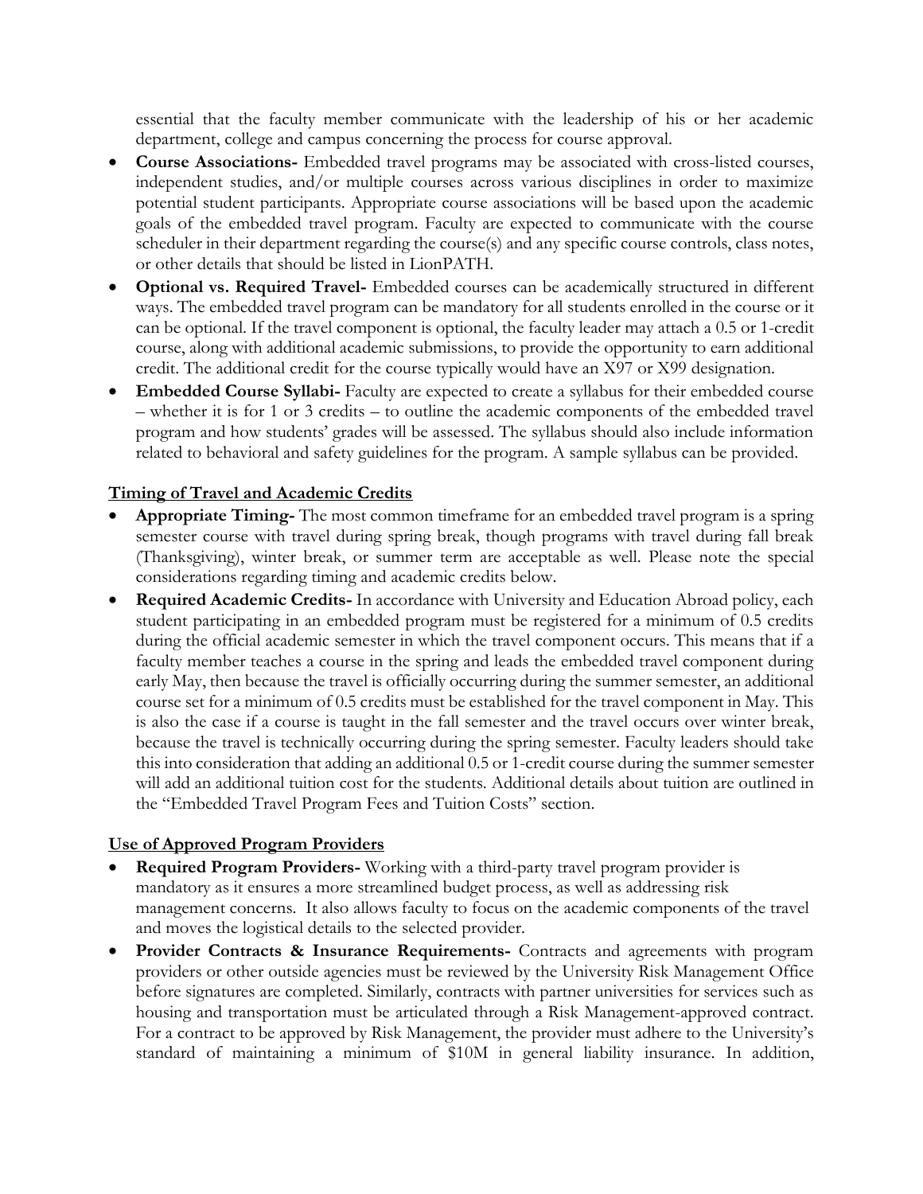essential that the faculty member communicate with the leadership of his or her academic department, college and campus concerning the process for course approval.

- **Course Associations-** Embedded travel programs may be associated with cross-listed courses, independent studies, and/or multiple courses across various disciplines in order to maximize potential student participants. Appropriate course associations will be based upon the academic goals of the embedded travel program. Faculty are expected to communicate with the course scheduler in their department regarding the course(s) and any specific course controls, class notes, or other details that should be listed in LionPATH.
- **Optional vs. Required Travel-** Embedded courses can be academically structured in different ways. The embedded travel program can be mandatory for all students enrolled in the course or it can be optional. If the travel component is optional, the faculty leader may attach a 0.5 or 1-credit course, along with additional academic submissions, to provide the opportunity to earn additional credit. The additional credit for the course typically would have an X97 or X99 designation.
- **Embedded Course Syllabi-** Faculty are expected to create a syllabus for their embedded course – whether it is for 1 or 3 credits – to outline the academic components of the embedded travel program and how students' grades will be assessed. The syllabus should also include information related to behavioral and safety guidelines for the program. A sample syllabus can be provided.

## Timing of Travel and Academic Credits

- **Appropriate Timing-** The most common timeframe for an embedded travel program is a spring semester course with travel during spring break, though programs with travel during fall break (Thanksgiving), winter break, or summer term are acceptable as well. Please note the special considerations regarding timing and academic credits below.
- **Required Academic Credits-** In accordance with University and Education Abroad policy, each student participating in an embedded program must be registered for a minimum of 0.5 credits during the official academic semester in which the travel component occurs. This means that if a faculty member teaches a course in the spring and leads the embedded travel component during early May, then because the travel is officially occurring during the summer semester, an additional course set for a minimum of 0.5 credits must be established for the travel component in May. This is also the case if a course is taught in the fall semester and the travel occurs over winter break, because the travel is technically occurring during the spring semester. Faculty leaders should take this into consideration that adding an additional 0.5 or 1-credit course during the summer semester will add an additional tuition cost for the students. Additional details about tuition are outlined in the "Embedded Travel Program Fees and Tuition Costs" section.

## Use of Approved Program Providers

- **Required Program Providers-** Working with a third-party travel program provider is mandatory as it ensures a more streamlined budget process, as well as addressing risk management concerns. It also allows faculty to focus on the academic components of the travel and moves the logistical details to the selected provider.
- **Provider Contracts & Insurance Requirements-** Contracts and agreements with program providers or other outside agencies must be reviewed by the University Risk Management Office before signatures are completed. Similarly, contracts with partner universities for services such as housing and transportation must be articulated through a Risk Management-approved contract. For a contract to be approved by Risk Management, the provider must adhere to the University's standard of maintaining a minimum of $10M in general liability insurance. In addition,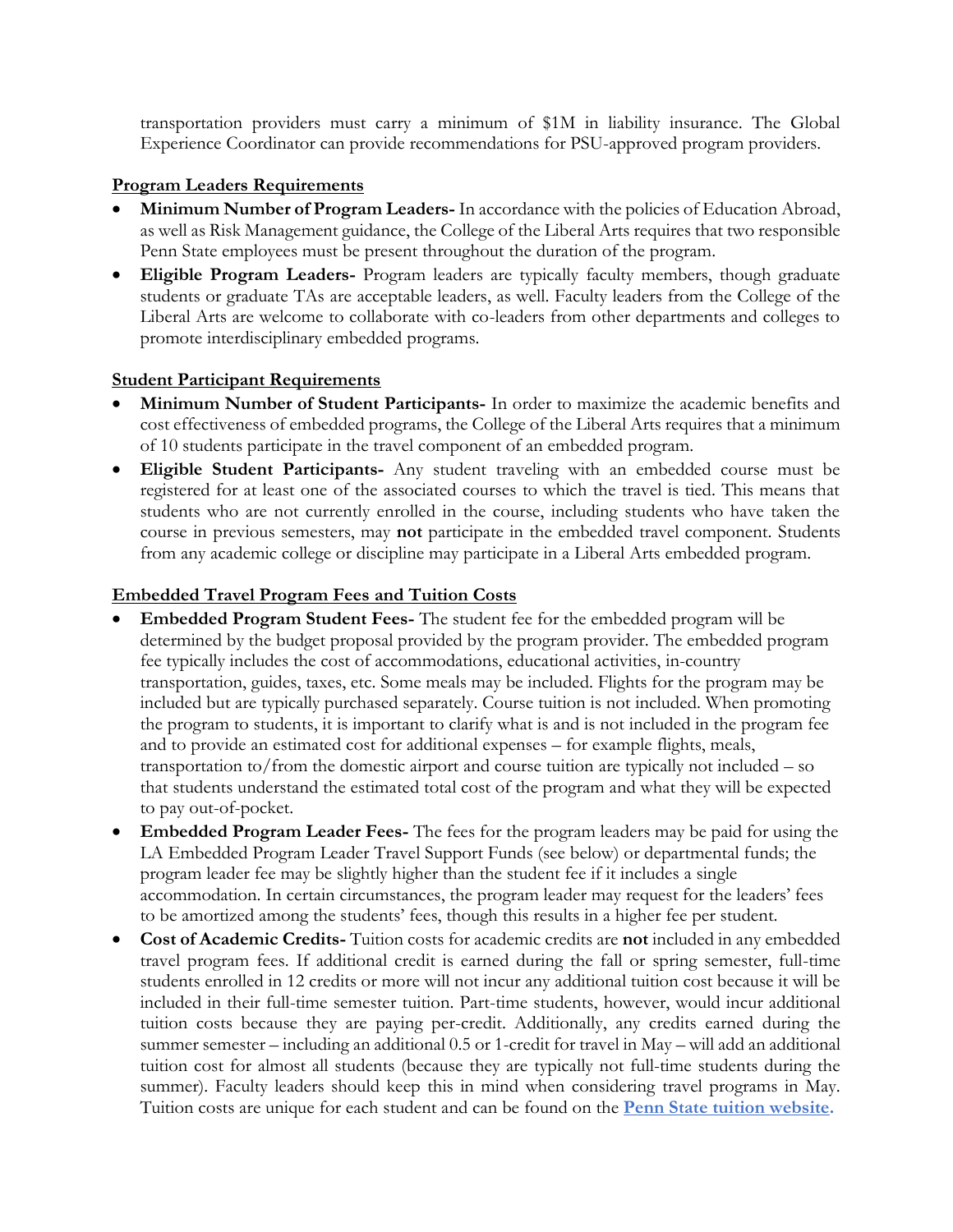transportation providers must carry a minimum of $1M in liability insurance. The Global Experience Coordinator can provide recommendations for PSU-approved program providers.

## Program Leaders Requirements

- **Minimum Number of Program Leaders-** In accordance with the policies of Education Abroad, as well as Risk Management guidance, the College of the Liberal Arts requires that two responsible Penn State employees must be present throughout the duration of the program.
- **Eligible Program Leaders-** Program leaders are typically faculty members, though graduate students or graduate TAs are acceptable leaders, as well. Faculty leaders from the College of the Liberal Arts are welcome to collaborate with co-leaders from other departments and colleges to promote interdisciplinary embedded programs.

## Student Participant Requirements

- **Minimum Number of Student Participants-** In order to maximize the academic benefits and cost effectiveness of embedded programs, the College of the Liberal Arts requires that a minimum of 10 students participate in the travel component of an embedded program.
- **Eligible Student Participants-** Any student traveling with an embedded course must be registered for at least one of the associated courses to which the travel is tied. This means that students who are not currently enrolled in the course, including students who have taken the course in previous semesters, may **not** participate in the embedded travel component. Students from any academic college or discipline may participate in a Liberal Arts embedded program.

## Embedded Travel Program Fees and Tuition Costs

- **Embedded Program Student Fees-** The student fee for the embedded program will be determined by the budget proposal provided by the program provider. The embedded program fee typically includes the cost of accommodations, educational activities, in-country transportation, guides, taxes, etc. Some meals may be included. Flights for the program may be included but are typically purchased separately. Course tuition is not included. When promoting the program to students, it is important to clarify what is and is not included in the program fee and to provide an estimated cost for additional expenses – for example flights, meals, transportation to/from the domestic airport and course tuition are typically not included – so that students understand the estimated total cost of the program and what they will be expected to pay out-of-pocket.
- **Embedded Program Leader Fees-** The fees for the program leaders may be paid for using the LA Embedded Program Leader Travel Support Funds (see below) or departmental funds; the program leader fee may be slightly higher than the student fee if it includes a single accommodation. In certain circumstances, the program leader may request for the leaders' fees to be amortized among the students' fees, though this results in a higher fee per student.
- **Cost of Academic Credits-** Tuition costs for academic credits are **not** included in any embedded travel program fees. If additional credit is earned during the fall or spring semester, full-time students enrolled in 12 credits or more will not incur any additional tuition cost because it will be included in their full-time semester tuition. Part-time students, however, would incur additional tuition costs because they are paying per-credit. Additionally, any credits earned during the summer semester – including an additional 0.5 or 1-credit for travel in May – will add an additional tuition cost for almost all students (because they are typically not full-time students during the summer). Faculty leaders should keep this in mind when considering travel programs in May. Tuition costs are unique for each student and can be found on the **[Penn State tuition website](#).**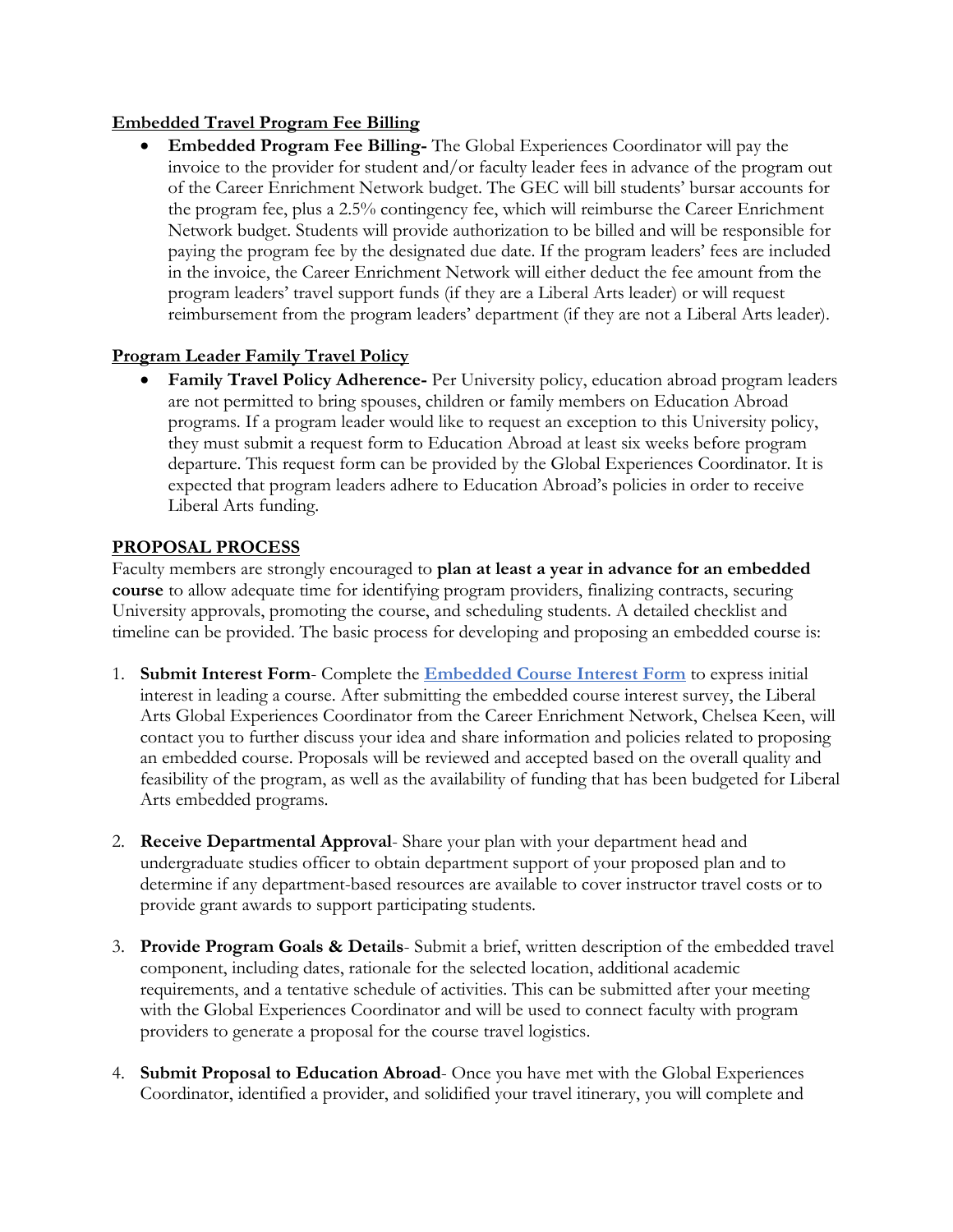**<u>Embedded Travel Program Fee Billing</u>**

- **Embedded Program Fee Billing-** The Global Experiences Coordinator will pay the invoice to the provider for student and/or faculty leader fees in advance of the program out of the Career Enrichment Network budget. The GEC will bill students' bursar accounts for the program fee, plus a 2.5% contingency fee, which will reimburse the Career Enrichment Network budget. Students will provide authorization to be billed and will be responsible for paying the program fee by the designated due date. If the program leaders' fees are included in the invoice, the Career Enrichment Network will either deduct the fee amount from the program leaders' travel support funds (if they are a Liberal Arts leader) or will request reimbursement from the program leaders' department (if they are not a Liberal Arts leader).

**<u>Program Leader Family Travel Policy</u>**

- **Family Travel Policy Adherence-** Per University policy, education abroad program leaders are not permitted to bring spouses, children or family members on Education Abroad programs. If a program leader would like to request an exception to this University policy, they must submit a request form to Education Abroad at least six weeks before program departure. This request form can be provided by the Global Experiences Coordinator. It is expected that program leaders adhere to Education Abroad's policies in order to receive Liberal Arts funding.

## <u>PROPOSAL PROCESS</u>

Faculty members are strongly encouraged to **plan at least a year in advance for an embedded course** to allow adequate time for identifying program providers, finalizing contracts, securing University approvals, promoting the course, and scheduling students. A detailed checklist and timeline can be provided. The basic process for developing and proposing an embedded course is:

1. **Submit Interest Form**- Complete the **[Embedded Course Interest Form]** to express initial interest in leading a course. After submitting the embedded course interest survey, the Liberal Arts Global Experiences Coordinator from the Career Enrichment Network, Chelsea Keen, will contact you to further discuss your idea and share information and policies related to proposing an embedded course. Proposals will be reviewed and accepted based on the overall quality and feasibility of the program, as well as the availability of funding that has been budgeted for Liberal Arts embedded programs.

2. **Receive Departmental Approval**- Share your plan with your department head and undergraduate studies officer to obtain department support of your proposed plan and to determine if any department-based resources are available to cover instructor travel costs or to provide grant awards to support participating students.

3. **Provide Program Goals & Details**- Submit a brief, written description of the embedded travel component, including dates, rationale for the selected location, additional academic requirements, and a tentative schedule of activities. This can be submitted after your meeting with the Global Experiences Coordinator and will be used to connect faculty with program providers to generate a proposal for the course travel logistics.

4. **Submit Proposal to Education Abroad**- Once you have met with the Global Experiences Coordinator, identified a provider, and solidified your travel itinerary, you will complete and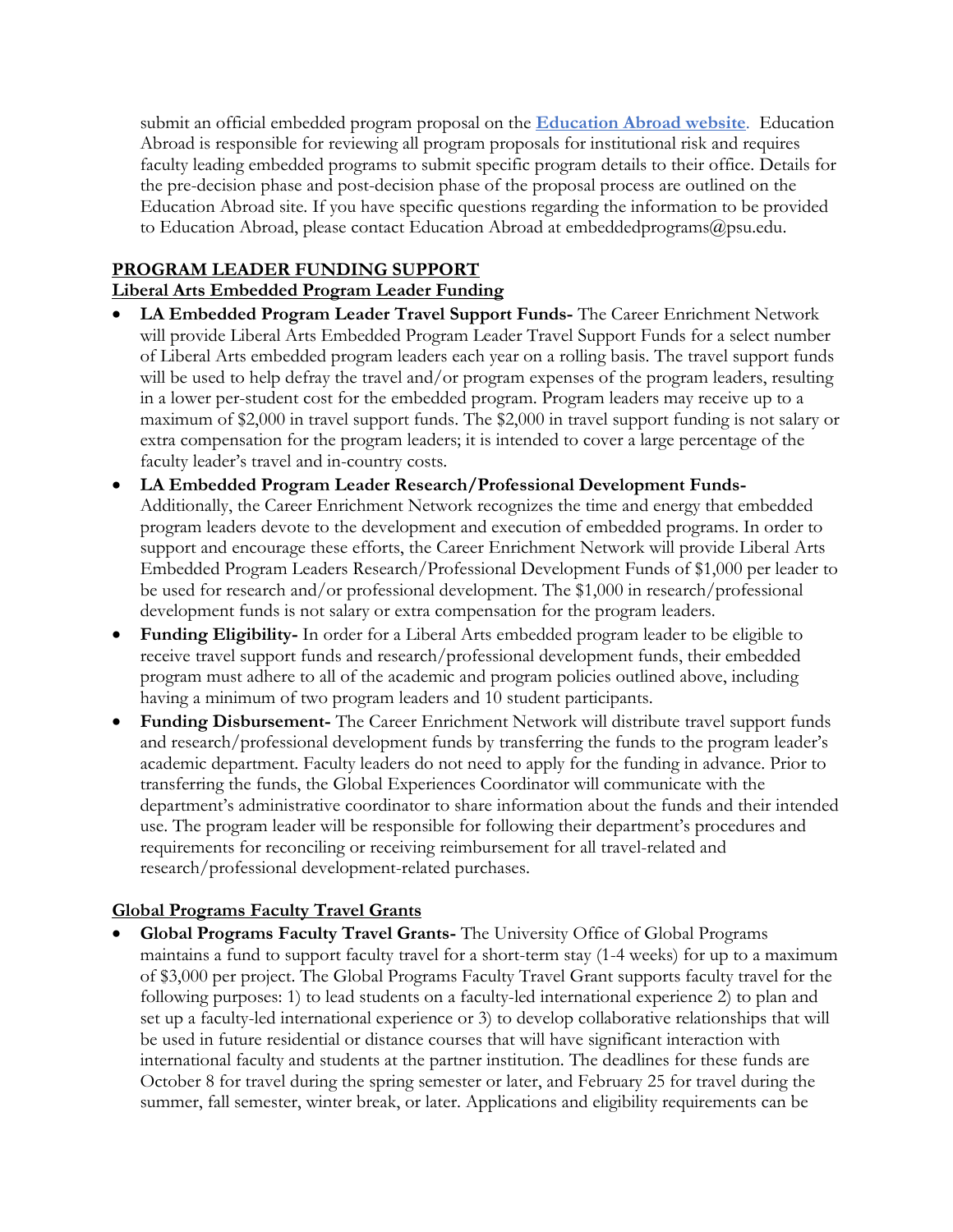submit an official embedded program proposal on the **[Education Abroad website](Education Abroad website)**. Education Abroad is responsible for reviewing all program proposals for institutional risk and requires faculty leading embedded programs to submit specific program details to their office. Details for the pre-decision phase and post-decision phase of the proposal process are outlined on the Education Abroad site. If you have specific questions regarding the information to be provided to Education Abroad, please contact Education Abroad at embeddedprograms@psu.edu.

## PROGRAM LEADER FUNDING SUPPORT

### Liberal Arts Embedded Program Leader Funding

- **LA Embedded Program Leader Travel Support Funds-** The Career Enrichment Network will provide Liberal Arts Embedded Program Leader Travel Support Funds for a select number of Liberal Arts embedded program leaders each year on a rolling basis. The travel support funds will be used to help defray the travel and/or program expenses of the program leaders, resulting in a lower per-student cost for the embedded program. Program leaders may receive up to a maximum of $2,000 in travel support funds. The $2,000 in travel support funding is not salary or extra compensation for the program leaders; it is intended to cover a large percentage of the faculty leader's travel and in-country costs.
- **LA Embedded Program Leader Research/Professional Development Funds-** Additionally, the Career Enrichment Network recognizes the time and energy that embedded program leaders devote to the development and execution of embedded programs. In order to support and encourage these efforts, the Career Enrichment Network will provide Liberal Arts Embedded Program Leaders Research/Professional Development Funds of $1,000 per leader to be used for research and/or professional development. The $1,000 in research/professional development funds is not salary or extra compensation for the program leaders.
- **Funding Eligibility-** In order for a Liberal Arts embedded program leader to be eligible to receive travel support funds and research/professional development funds, their embedded program must adhere to all of the academic and program policies outlined above, including having a minimum of two program leaders and 10 student participants.
- **Funding Disbursement-** The Career Enrichment Network will distribute travel support funds and research/professional development funds by transferring the funds to the program leader's academic department. Faculty leaders do not need to apply for the funding in advance. Prior to transferring the funds, the Global Experiences Coordinator will communicate with the department's administrative coordinator to share information about the funds and their intended use. The program leader will be responsible for following their department's procedures and requirements for reconciling or receiving reimbursement for all travel-related and research/professional development-related purchases.

### Global Programs Faculty Travel Grants

- **Global Programs Faculty Travel Grants-** The University Office of Global Programs maintains a fund to support faculty travel for a short-term stay (1-4 weeks) for up to a maximum of $3,000 per project. The Global Programs Faculty Travel Grant supports faculty travel for the following purposes: 1) to lead students on a faculty-led international experience 2) to plan and set up a faculty-led international experience or 3) to develop collaborative relationships that will be used in future residential or distance courses that will have significant interaction with international faculty and students at the partner institution. The deadlines for these funds are October 8 for travel during the spring semester or later, and February 25 for travel during the summer, fall semester, winter break, or later. Applications and eligibility requirements can be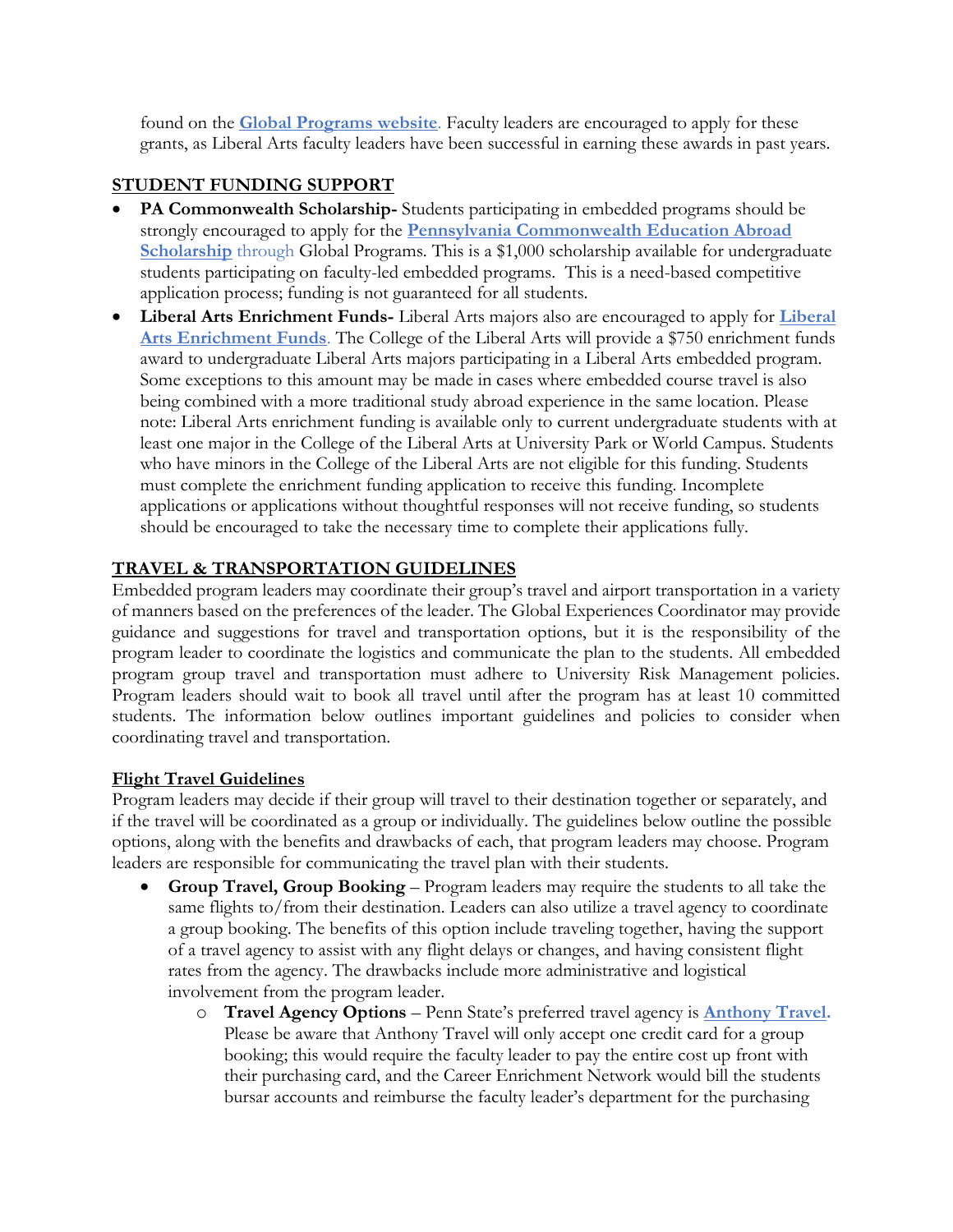found on the **Global Programs website**. Faculty leaders are encouraged to apply for these grants, as Liberal Arts faculty leaders have been successful in earning these awards in past years.

## STUDENT FUNDING SUPPORT

- **PA Commonwealth Scholarship-** Students participating in embedded programs should be strongly encouraged to apply for the **Pennsylvania Commonwealth Education Abroad Scholarship** through Global Programs. This is a $1,000 scholarship available for undergraduate students participating on faculty-led embedded programs. This is a need-based competitive application process; funding is not guaranteed for all students.
- **Liberal Arts Enrichment Funds-** Liberal Arts majors also are encouraged to apply for **Liberal Arts Enrichment Funds**. The College of the Liberal Arts will provide a $750 enrichment funds award to undergraduate Liberal Arts majors participating in a Liberal Arts embedded program. Some exceptions to this amount may be made in cases where embedded course travel is also being combined with a more traditional study abroad experience in the same location. Please note: Liberal Arts enrichment funding is available only to current undergraduate students with at least one major in the College of the Liberal Arts at University Park or World Campus. Students who have minors in the College of the Liberal Arts are not eligible for this funding. Students must complete the enrichment funding application to receive this funding. Incomplete applications or applications without thoughtful responses will not receive funding, so students should be encouraged to take the necessary time to complete their applications fully.

## TRAVEL & TRANSPORTATION GUIDELINES

Embedded program leaders may coordinate their group's travel and airport transportation in a variety of manners based on the preferences of the leader. The Global Experiences Coordinator may provide guidance and suggestions for travel and transportation options, but it is the responsibility of the program leader to coordinate the logistics and communicate the plan to the students. All embedded program group travel and transportation must adhere to University Risk Management policies. Program leaders should wait to book all travel until after the program has at least 10 committed students. The information below outlines important guidelines and policies to consider when coordinating travel and transportation.

### Flight Travel Guidelines

Program leaders may decide if their group will travel to their destination together or separately, and if the travel will be coordinated as a group or individually. The guidelines below outline the possible options, along with the benefits and drawbacks of each, that program leaders may choose. Program leaders are responsible for communicating the travel plan with their students.

- **Group Travel, Group Booking** – Program leaders may require the students to all take the same flights to/from their destination. Leaders can also utilize a travel agency to coordinate a group booking. The benefits of this option include traveling together, having the support of a travel agency to assist with any flight delays or changes, and having consistent flight rates from the agency. The drawbacks include more administrative and logistical involvement from the program leader.
  - **Travel Agency Options** – Penn State's preferred travel agency is **Anthony Travel.** Please be aware that Anthony Travel will only accept one credit card for a group booking; this would require the faculty leader to pay the entire cost up front with their purchasing card, and the Career Enrichment Network would bill the students bursar accounts and reimburse the faculty leader's department for the purchasing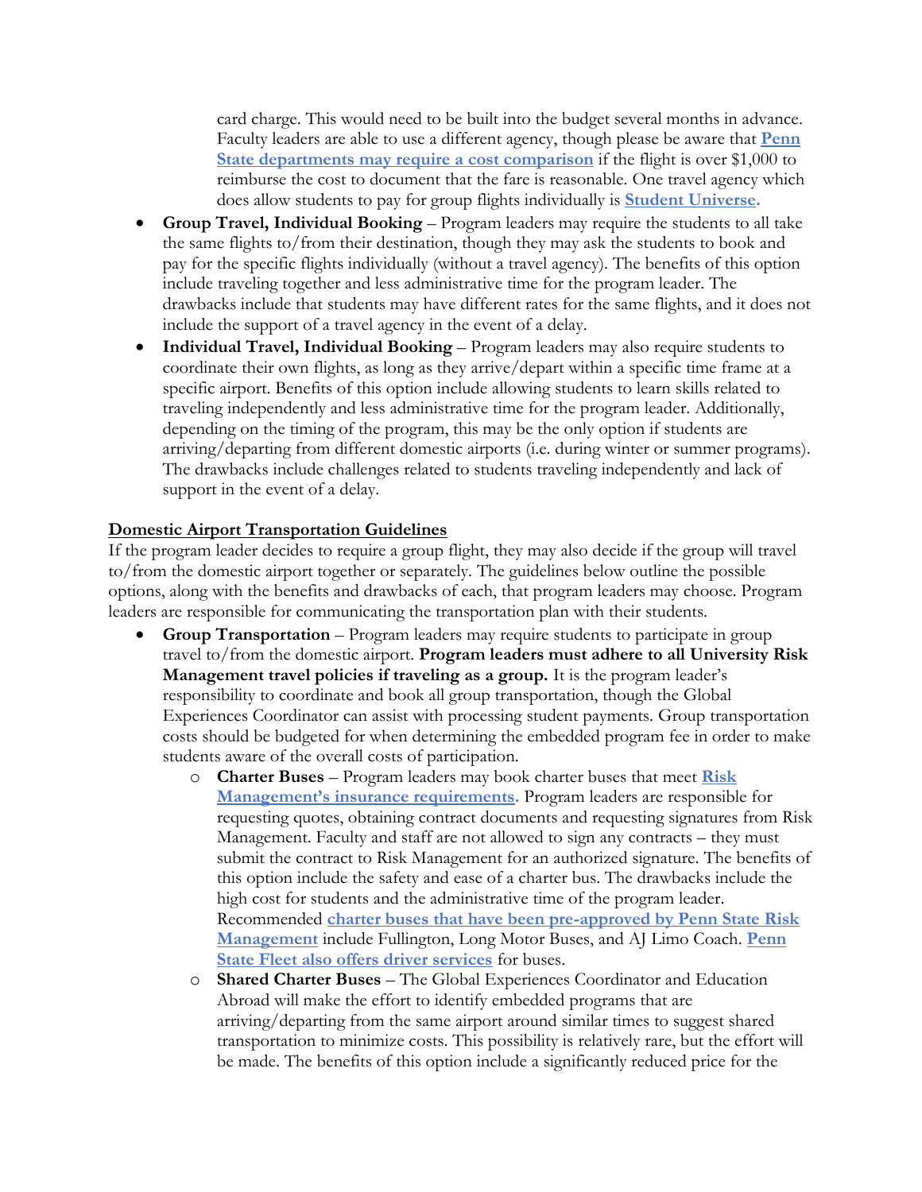card charge. This would need to be built into the budget several months in advance. Faculty leaders are able to use a different agency, though please be aware that **Penn State departments may require a cost comparison** if the flight is over $1,000 to reimburse the cost to document that the fare is reasonable. One travel agency which does allow students to pay for group flights individually is **Student Universe.**

- **Group Travel, Individual Booking** – Program leaders may require the students to all take the same flights to/from their destination, though they may ask the students to book and pay for the specific flights individually (without a travel agency). The benefits of this option include traveling together and less administrative time for the program leader. The drawbacks include that students may have different rates for the same flights, and it does not include the support of a travel agency in the event of a delay.
- **Individual Travel, Individual Booking** – Program leaders may also require students to coordinate their own flights, as long as they arrive/depart within a specific time frame at a specific airport. Benefits of this option include allowing students to learn skills related to traveling independently and less administrative time for the program leader. Additionally, depending on the timing of the program, this may be the only option if students are arriving/departing from different domestic airports (i.e. during winter or summer programs). The drawbacks include challenges related to students traveling independently and lack of support in the event of a delay.

**Domestic Airport Transportation Guidelines**

If the program leader decides to require a group flight, they may also decide if the group will travel to/from the domestic airport together or separately. The guidelines below outline the possible options, along with the benefits and drawbacks of each, that program leaders may choose. Program leaders are responsible for communicating the transportation plan with their students.

- **Group Transportation** – Program leaders may require students to participate in group travel to/from the domestic airport. **Program leaders must adhere to all University Risk Management travel policies if traveling as a group.** It is the program leader's responsibility to coordinate and book all group transportation, though the Global Experiences Coordinator can assist with processing student payments. Group transportation costs should be budgeted for when determining the embedded program fee in order to make students aware of the overall costs of participation.
  - **Charter Buses** – Program leaders may book charter buses that meet **Risk Management's insurance requirements.** Program leaders are responsible for requesting quotes, obtaining contract documents and requesting signatures from Risk Management. Faculty and staff are not allowed to sign any contracts – they must submit the contract to Risk Management for an authorized signature. The benefits of this option include the safety and ease of a charter bus. The drawbacks include the high cost for students and the administrative time of the program leader. Recommended **charter buses that have been pre-approved by Penn State Risk Management** include Fullington, Long Motor Buses, and AJ Limo Coach. **Penn State Fleet also offers driver services** for buses.
  - **Shared Charter Buses** – The Global Experiences Coordinator and Education Abroad will make the effort to identify embedded programs that are arriving/departing from the same airport around similar times to suggest shared transportation to minimize costs. This possibility is relatively rare, but the effort will be made. The benefits of this option include a significantly reduced price for the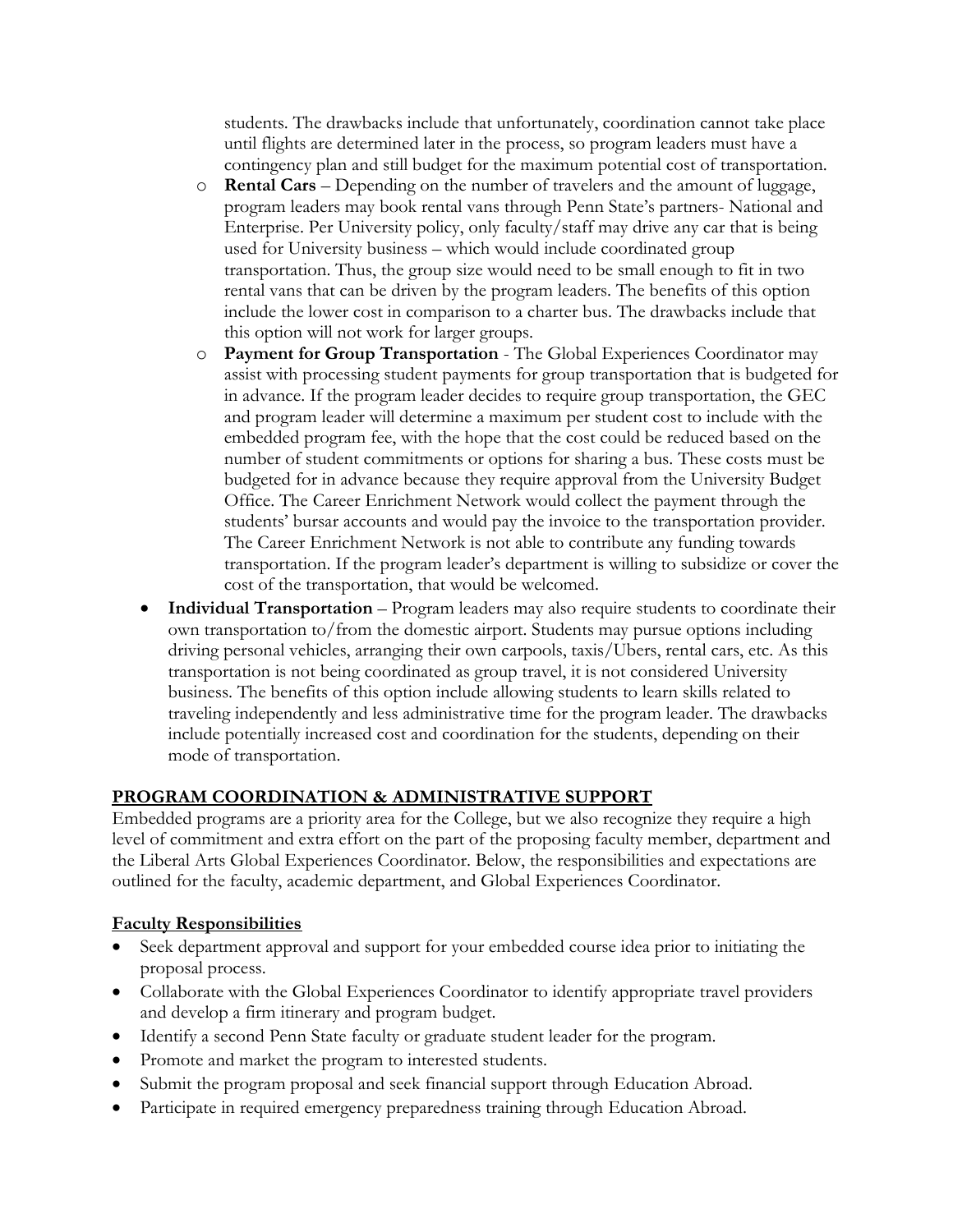students. The drawbacks include that unfortunately, coordination cannot take place until flights are determined later in the process, so program leaders must have a contingency plan and still budget for the maximum potential cost of transportation.

  - **Rental Cars** – Depending on the number of travelers and the amount of luggage, program leaders may book rental vans through Penn State's partners- National and Enterprise. Per University policy, only faculty/staff may drive any car that is being used for University business – which would include coordinated group transportation. Thus, the group size would need to be small enough to fit in two rental vans that can be driven by the program leaders. The benefits of this option include the lower cost in comparison to a charter bus. The drawbacks include that this option will not work for larger groups.
  - **Payment for Group Transportation** - The Global Experiences Coordinator may assist with processing student payments for group transportation that is budgeted for in advance. If the program leader decides to require group transportation, the GEC and program leader will determine a maximum per student cost to include with the embedded program fee, with the hope that the cost could be reduced based on the number of student commitments or options for sharing a bus. These costs must be budgeted for in advance because they require approval from the University Budget Office. The Career Enrichment Network would collect the payment through the students' bursar accounts and would pay the invoice to the transportation provider. The Career Enrichment Network is not able to contribute any funding towards transportation. If the program leader's department is willing to subsidize or cover the cost of the transportation, that would be welcomed.
- **Individual Transportation** – Program leaders may also require students to coordinate their own transportation to/from the domestic airport. Students may pursue options including driving personal vehicles, arranging their own carpools, taxis/Ubers, rental cars, etc. As this transportation is not being coordinated as group travel, it is not considered University business. The benefits of this option include allowing students to learn skills related to traveling independently and less administrative time for the program leader. The drawbacks include potentially increased cost and coordination for the students, depending on their mode of transportation.

## PROGRAM COORDINATION & ADMINISTRATIVE SUPPORT

Embedded programs are a priority area for the College, but we also recognize they require a high level of commitment and extra effort on the part of the proposing faculty member, department and the Liberal Arts Global Experiences Coordinator. Below, the responsibilities and expectations are outlined for the faculty, academic department, and Global Experiences Coordinator.

### Faculty Responsibilities

- Seek department approval and support for your embedded course idea prior to initiating the proposal process.
- Collaborate with the Global Experiences Coordinator to identify appropriate travel providers and develop a firm itinerary and program budget.
- Identify a second Penn State faculty or graduate student leader for the program.
- Promote and market the program to interested students.
- Submit the program proposal and seek financial support through Education Abroad.
- Participate in required emergency preparedness training through Education Abroad.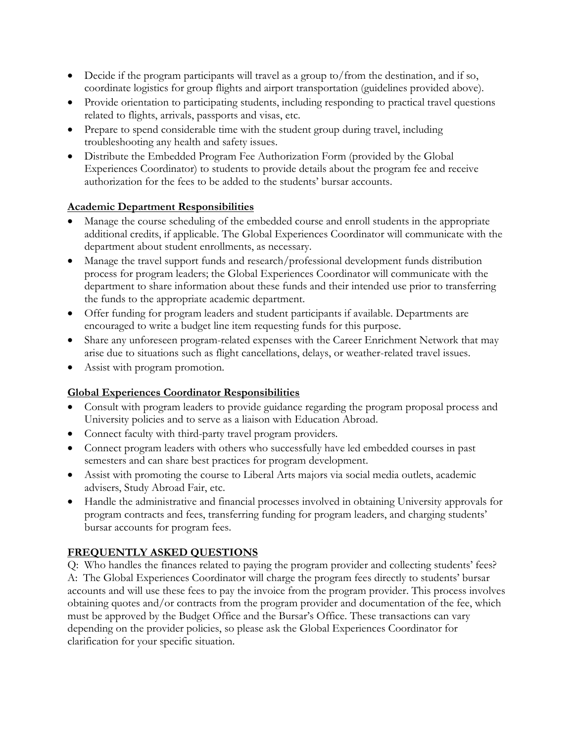- Decide if the program participants will travel as a group to/from the destination, and if so, coordinate logistics for group flights and airport transportation (guidelines provided above).
- Provide orientation to participating students, including responding to practical travel questions related to flights, arrivals, passports and visas, etc.
- Prepare to spend considerable time with the student group during travel, including troubleshooting any health and safety issues.
- Distribute the Embedded Program Fee Authorization Form (provided by the Global Experiences Coordinator) to students to provide details about the program fee and receive authorization for the fees to be added to the students' bursar accounts.

## Academic Department Responsibilities

- Manage the course scheduling of the embedded course and enroll students in the appropriate additional credits, if applicable. The Global Experiences Coordinator will communicate with the department about student enrollments, as necessary.
- Manage the travel support funds and research/professional development funds distribution process for program leaders; the Global Experiences Coordinator will communicate with the department to share information about these funds and their intended use prior to transferring the funds to the appropriate academic department.
- Offer funding for program leaders and student participants if available. Departments are encouraged to write a budget line item requesting funds for this purpose.
- Share any unforeseen program-related expenses with the Career Enrichment Network that may arise due to situations such as flight cancellations, delays, or weather-related travel issues.
- Assist with program promotion.

## Global Experiences Coordinator Responsibilities

- Consult with program leaders to provide guidance regarding the program proposal process and University policies and to serve as a liaison with Education Abroad.
- Connect faculty with third-party travel program providers.
- Connect program leaders with others who successfully have led embedded courses in past semesters and can share best practices for program development.
- Assist with promoting the course to Liberal Arts majors via social media outlets, academic advisers, Study Abroad Fair, etc.
- Handle the administrative and financial processes involved in obtaining University approvals for program contracts and fees, transferring funding for program leaders, and charging students' bursar accounts for program fees.

## FREQUENTLY ASKED QUESTIONS

Q: Who handles the finances related to paying the program provider and collecting students' fees?
A: The Global Experiences Coordinator will charge the program fees directly to students' bursar accounts and will use these fees to pay the invoice from the program provider. This process involves obtaining quotes and/or contracts from the program provider and documentation of the fee, which must be approved by the Budget Office and the Bursar's Office. These transactions can vary depending on the provider policies, so please ask the Global Experiences Coordinator for clarification for your specific situation.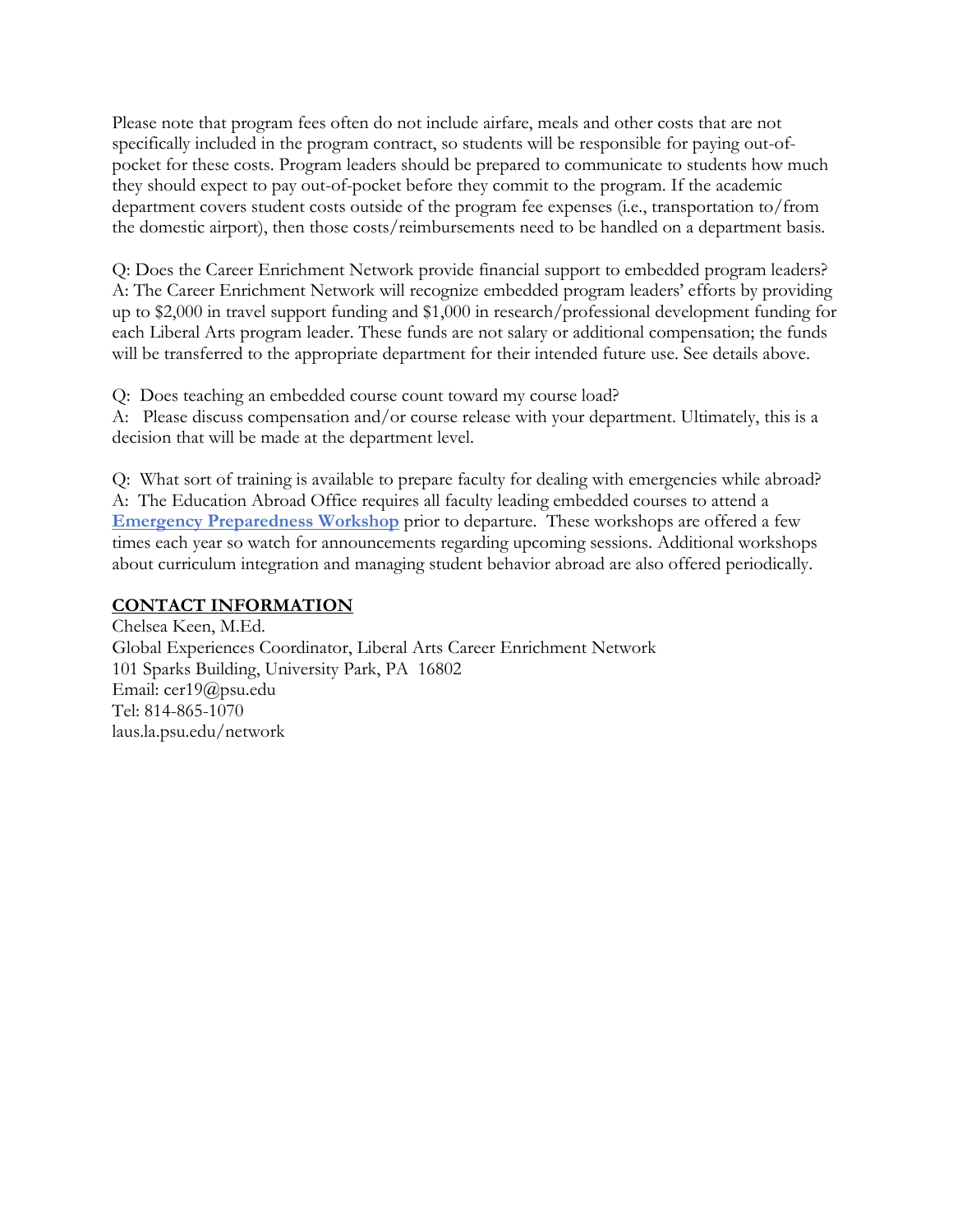Please note that program fees often do not include airfare, meals and other costs that are not specifically included in the program contract, so students will be responsible for paying out-of-pocket for these costs. Program leaders should be prepared to communicate to students how much they should expect to pay out-of-pocket before they commit to the program. If the academic department covers student costs outside of the program fee expenses (i.e., transportation to/from the domestic airport), then those costs/reimbursements need to be handled on a department basis.

Q: Does the Career Enrichment Network provide financial support to embedded program leaders?
A: The Career Enrichment Network will recognize embedded program leaders' efforts by providing up to $2,000 in travel support funding and $1,000 in research/professional development funding for each Liberal Arts program leader. These funds are not salary or additional compensation; the funds will be transferred to the appropriate department for their intended future use. See details above.

Q: Does teaching an embedded course count toward my course load?
A: Please discuss compensation and/or course release with your department. Ultimately, this is a decision that will be made at the department level.

Q: What sort of training is available to prepare faculty for dealing with emergencies while abroad?
A: The Education Abroad Office requires all faculty leading embedded courses to attend a **Emergency Preparedness Workshop** prior to departure. These workshops are offered a few times each year so watch for announcements regarding upcoming sessions. Additional workshops about curriculum integration and managing student behavior abroad are also offered periodically.

## CONTACT INFORMATION

Chelsea Keen, M.Ed.
Global Experiences Coordinator, Liberal Arts Career Enrichment Network
101 Sparks Building, University Park, PA 16802
Email: cer19@psu.edu
Tel: 814-865-1070
laus.la.psu.edu/network